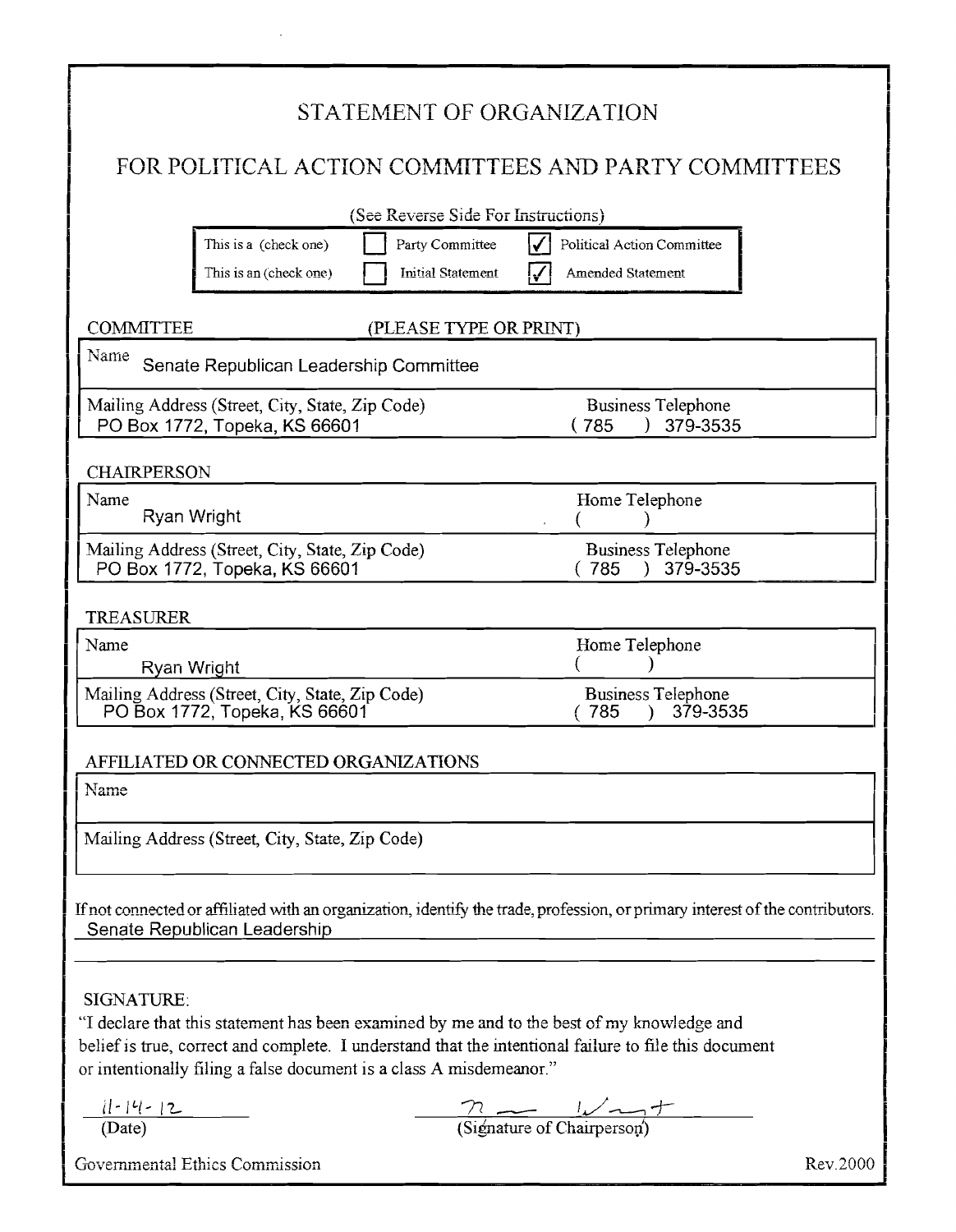# STATEMENT OF ORGANIZATION

## FOR POLITICAL ACTION COMMITTEES AND PARTY COMMITTEES

(See Reverse Side For Instructions)

This is a (check one) ☐ Party Committee ☑ Political Action Committee

This is an (check one) ☐ Initial Statement ☑ Amended Statement

**COMMITTEE** (PLEASE TYPE OR PRINT)

| Name | |
|---|---|
| Senate Republican Leadership Committee | |
| **Mailing Address (Street, City, State, Zip Code)** | **Business Telephone** |
| PO Box 1772, Topeka, KS 66601 | ( 785 ) 379-3535 |

**CHAIRPERSON**

| Name | Home Telephone |
|---|---|
| Ryan Wright | ( ) |
| **Mailing Address (Street, City, State, Zip Code)** | **Business Telephone** |
| PO Box 1772, Topeka, KS 66601 | ( 785 ) 379-3535 |

**TREASURER**

| Name | Home Telephone |
|---|---|
| Ryan Wright | ( ) |
| **Mailing Address (Street, City, State, Zip Code)** | **Business Telephone** |
| PO Box 1772, Topeka, KS 66601 | ( 785 ) 379-3535 |

**AFFILIATED OR CONNECTED ORGANIZATIONS**

Name

Mailing Address (Street, City, State, Zip Code)

If not connected or affiliated with an organization, identify the trade, profession, or primary interest of the contributors.

Senate Republican Leadership

**SIGNATURE:**

"I declare that this statement has been examined by me and to the best of my knowledge and belief is true, correct and complete. I understand that the intentional failure to file this document or intentionally filing a false document is a class A misdemeanor."

11-14-12
(Date)

R Wright
(Signature of Chairperson)

Governmental Ethics Commission Rev.2000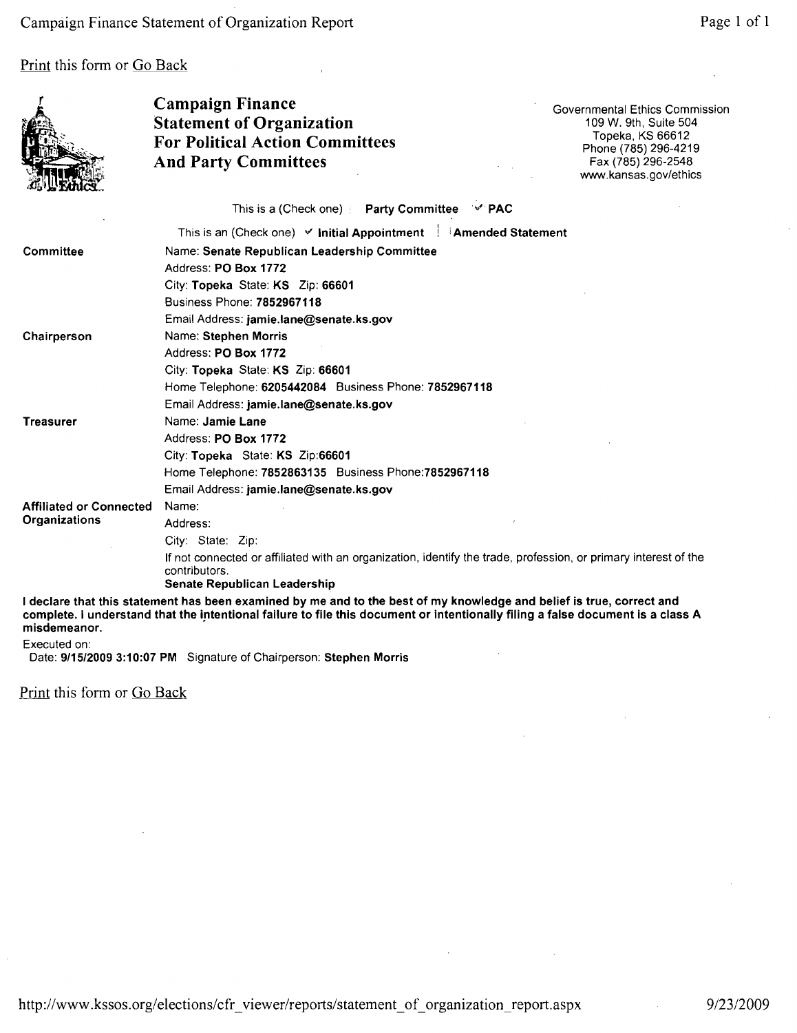Print this form or Go Back

# Campaign Finance Statement of Organization For Political Action Committees And Party Committees

Governmental Ethics Commission
109 W. 9th, Suite 504
Topeka, KS 66612
Phone (785) 296-4219
Fax (785) 296-2548
www.kansas.gov/ethics

This is a (Check one) **Party Committee** ✓ **PAC**

This is an (Check one) ✓ **Initial Appointment** **Amended Statement**

| | |
|---|---|
| **Committee** | Name: **Senate Republican Leadership Committee** |
| | Address: **PO Box 1772** |
| | City: **Topeka** State: **KS** Zip: **66601** |
| | Business Phone: **7852967118** |
| | Email Address: **jamie.lane@senate.ks.gov** |
| **Chairperson** | Name: **Stephen Morris** |
| | Address: **PO Box 1772** |
| | City: **Topeka** State: **KS** Zip: **66601** |
| | Home Telephone: **6205442084** Business Phone: **7852967118** |
| | Email Address: **jamie.lane@senate.ks.gov** |
| **Treasurer** | Name: **Jamie Lane** |
| | Address: **PO Box 1772** |
| | City: **Topeka** State: **KS** Zip:**66601** |
| | Home Telephone: **7852863135** Business Phone:**7852967118** |
| | Email Address: **jamie.lane@senate.ks.gov** |
| **Affiliated or Connected Organizations** | Name: |
| | Address: |
| | City: State: Zip: |
| | If not connected or affiliated with an organization, identify the trade, profession, or primary interest of the contributors. **Senate Republican Leadership** |

**I declare that this statement has been examined by me and to the best of my knowledge and belief is true, correct and complete. I understand that the intentional failure to file this document or intentionally filing a false document is a class A misdemeanor.**

Executed on:
Date: **9/15/2009 3:10:07 PM** Signature of Chairperson: **Stephen Morris**

Print this form or Go Back